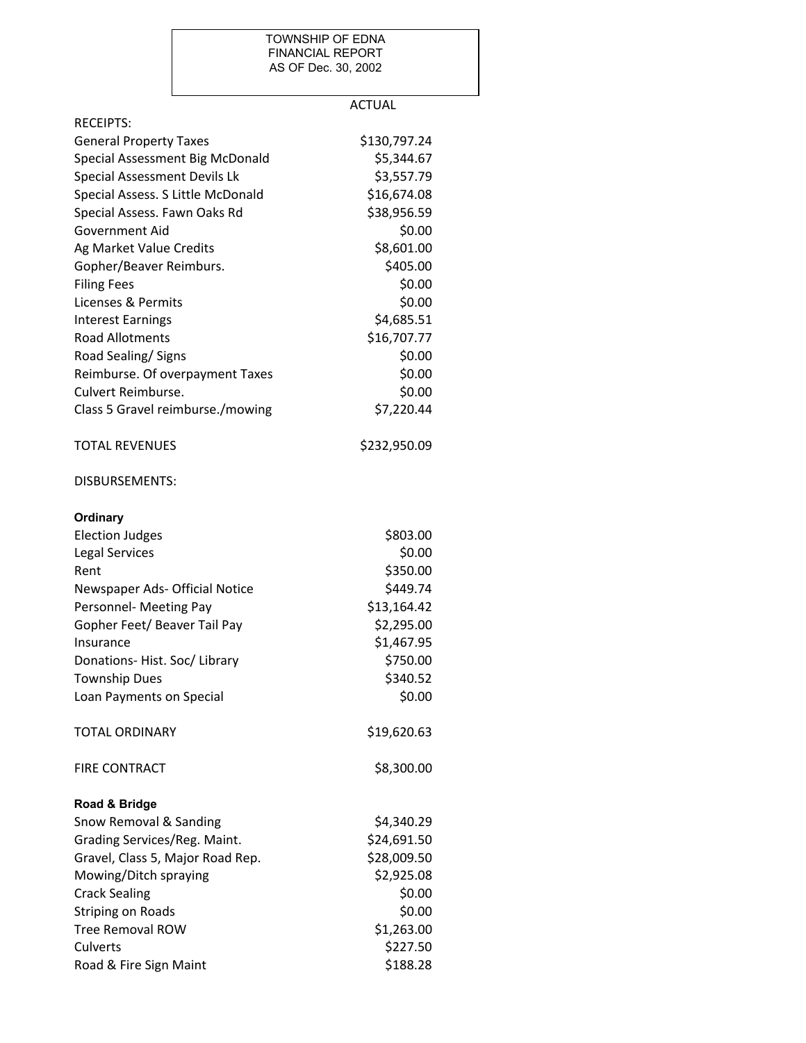TOWNSHIP OF EDNA
FINANCIAL REPORT
AS OF Dec. 30, 2002

| | ACTUAL |
|---|---|
| RECEIPTS: | |
| General Property Taxes | $130,797.24 |
| Special Assessment Big McDonald | $5,344.67 |
| Special Assessment Devils Lk | $3,557.79 |
| Special Assess. S Little McDonald | $16,674.08 |
| Special Assess. Fawn Oaks Rd | $38,956.59 |
| Government Aid | $0.00 |
| Ag Market Value Credits | $8,601.00 |
| Gopher/Beaver Reimburs. | $405.00 |
| Filing Fees | $0.00 |
| Licenses & Permits | $0.00 |
| Interest Earnings | $4,685.51 |
| Road Allotments | $16,707.77 |
| Road Sealing/ Signs | $0.00 |
| Reimburse. Of overpayment Taxes | $0.00 |
| Culvert Reimburse. | $0.00 |
| Class 5 Gravel reimburse./mowing | $7,220.44 |
| TOTAL REVENUES | $232,950.09 |
| DISBURSEMENTS: | |
| **Ordinary** | |
| Election Judges | $803.00 |
| Legal Services | $0.00 |
| Rent | $350.00 |
| Newspaper Ads- Official Notice | $449.74 |
| Personnel- Meeting Pay | $13,164.42 |
| Gopher Feet/ Beaver Tail Pay | $2,295.00 |
| Insurance | $1,467.95 |
| Donations- Hist. Soc/ Library | $750.00 |
| Township Dues | $340.52 |
| Loan Payments on Special | $0.00 |
| TOTAL ORDINARY | $19,620.63 |
| FIRE CONTRACT | $8,300.00 |
| **Road & Bridge** | |
| Snow Removal & Sanding | $4,340.29 |
| Grading Services/Reg. Maint. | $24,691.50 |
| Gravel, Class 5, Major Road Rep. | $28,009.50 |
| Mowing/Ditch spraying | $2,925.08 |
| Crack Sealing | $0.00 |
| Striping on Roads | $0.00 |
| Tree Removal ROW | $1,263.00 |
| Culverts | $227.50 |
| Road & Fire Sign Maint | $188.28 |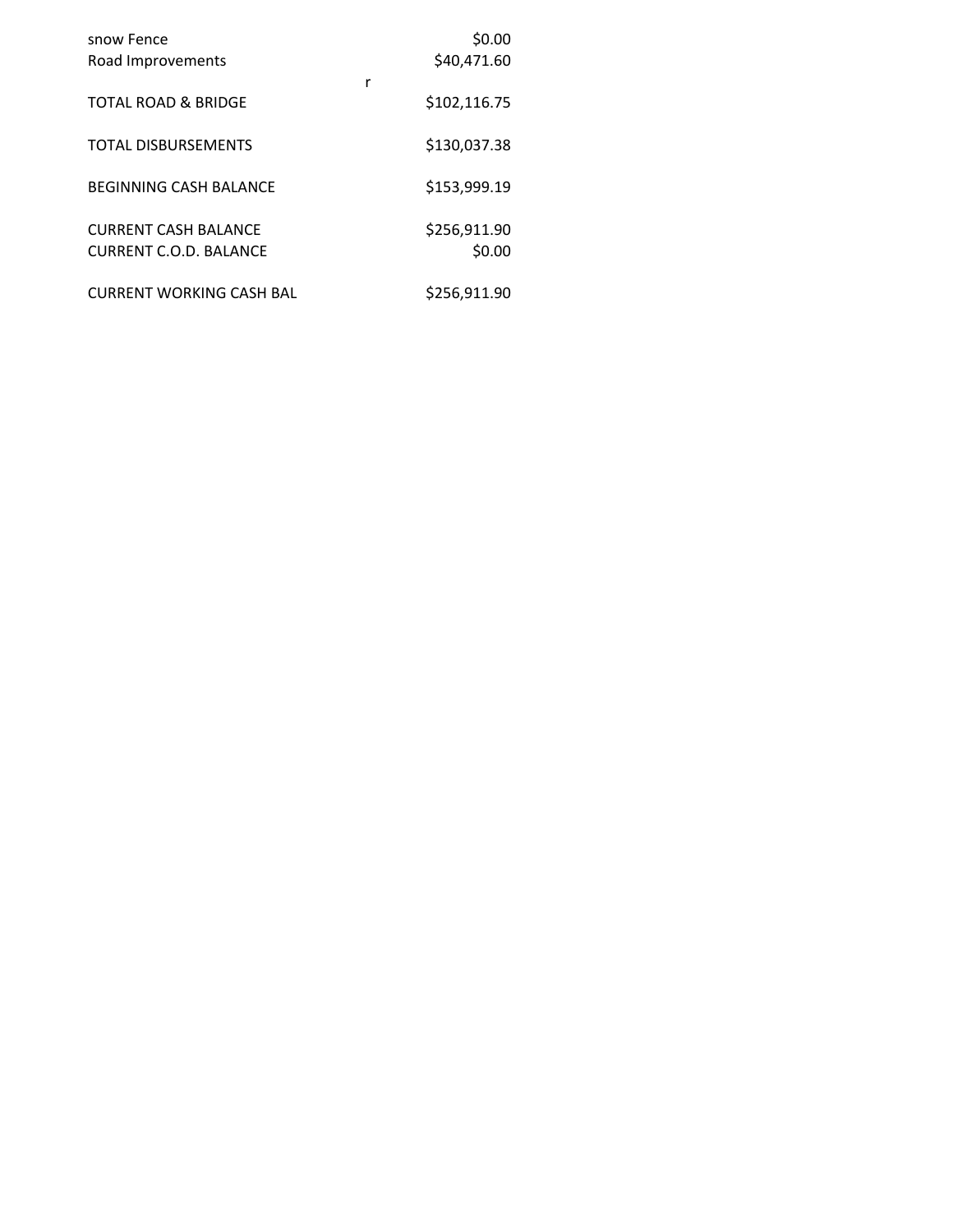| | |
|---|---|
| snow Fence | $0.00 |
| Road Improvements | $40,471.60 |
| r | |
| TOTAL ROAD & BRIDGE | $102,116.75 |
| | |
| TOTAL DISBURSEMENTS | $130,037.38 |
| | |
| BEGINNING CASH BALANCE | $153,999.19 |
| | |
| CURRENT CASH BALANCE | $256,911.90 |
| CURRENT C.O.D. BALANCE | $0.00 |
| | |
| CURRENT WORKING CASH BAL | $256,911.90 |